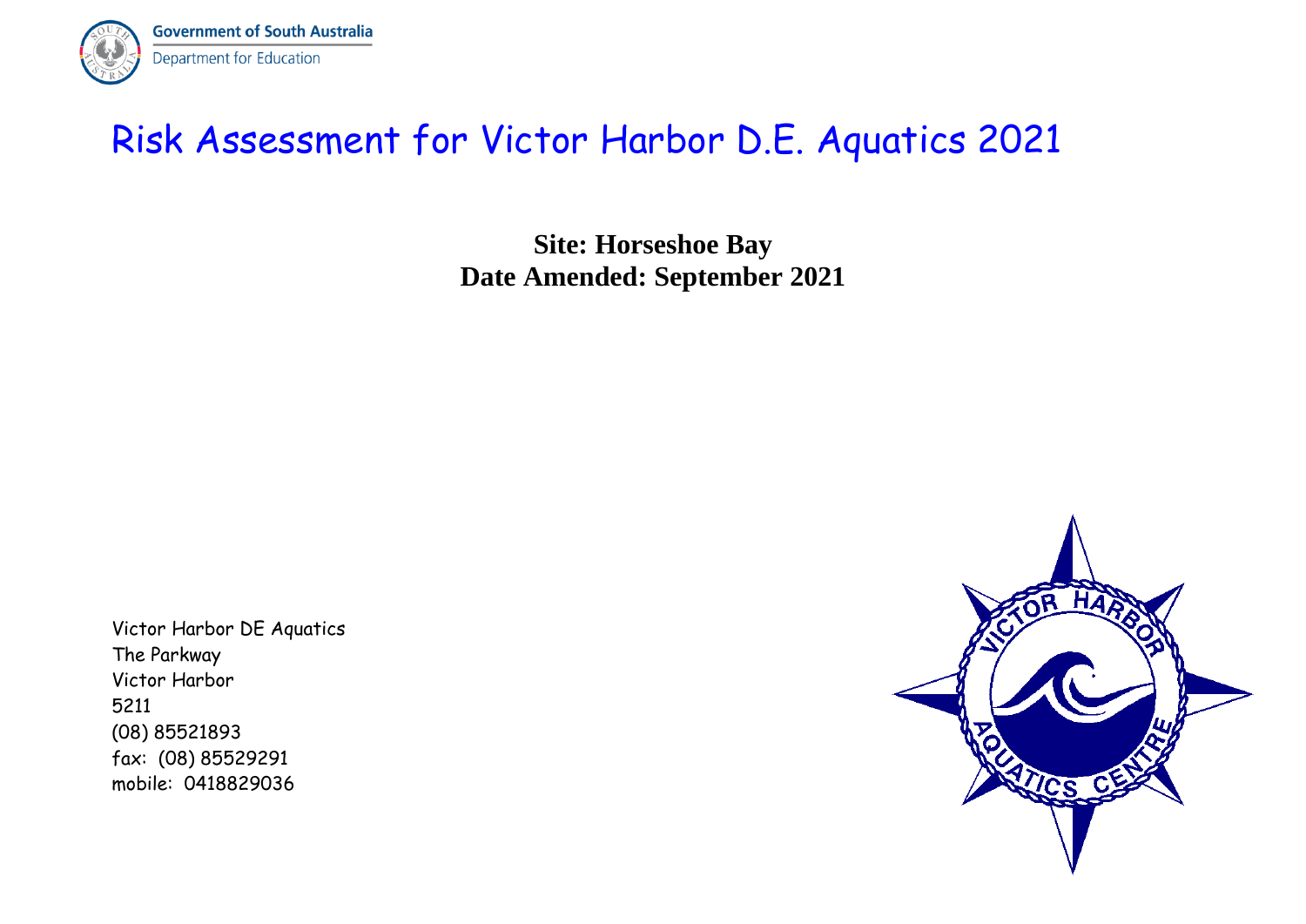Government of South Australia
Department for Education

# Risk Assessment for Victor Harbor D.E. Aquatics 2021

**Site: Horseshoe Bay**
**Date Amended: September 2021**

Victor Harbor DE Aquatics
The Parkway
Victor Harbor
5211
(08) 85521893
fax: (08) 85529291
mobile: 0418829036

VICTOR HARBOR AQUATICS CENTRE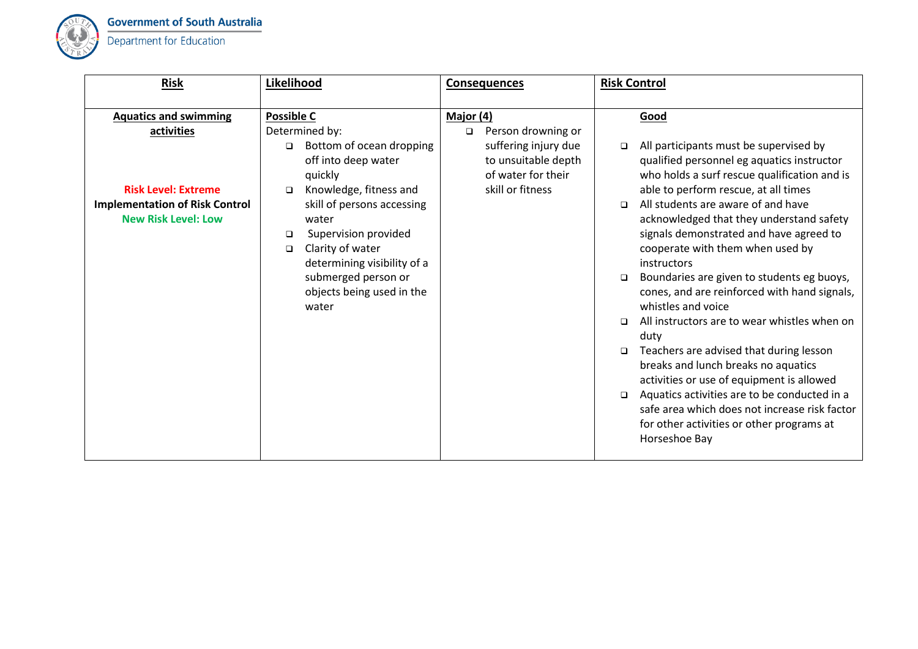| Risk | Likelihood | Consequences | Risk Control |
|---|---|---|---|
| **Aquatics and swimming activities**<br><br>**Risk Level: Extreme**<br>**Implementation of Risk Control**<br>**New Risk Level: Low** | **Possible C**<br>Determined by:<br>❑ Bottom of ocean dropping off into deep water quickly<br>❑ Knowledge, fitness and skill of persons accessing water<br>❑ Supervision provided<br>❑ Clarity of water determining visibility of a submerged person or objects being used in the water | **Major (4)**<br>❑ Person drowning or suffering injury due to unsuitable depth of water for their skill or fitness | **Good**<br>❑ All participants must be supervised by qualified personnel eg aquatics instructor who holds a surf rescue qualification and is able to perform rescue, at all times<br>❑ All students are aware of and have acknowledged that they understand safety signals demonstrated and have agreed to cooperate with them when used by instructors<br>❑ Boundaries are given to students eg buoys, cones, and are reinforced with hand signals, whistles and voice<br>❑ All instructors are to wear whistles when on duty<br>❑ Teachers are advised that during lesson breaks and lunch breaks no aquatics activities or use of equipment is allowed<br>❑ Aquatics activities are to be conducted in a safe area which does not increase risk factor for other activities or other programs at Horseshoe Bay |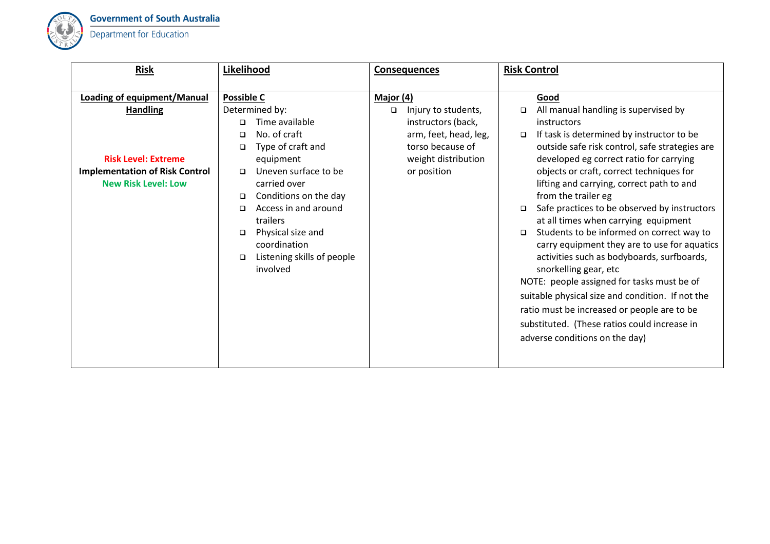| **Risk** | **Likelihood** | **Consequences** | **Risk Control** |
|---|---|---|---|
| **Loading of equipment/Manual Handling**<br><br>**Risk Level: Extreme**<br>**Implementation of Risk Control**<br>**New Risk Level: Low** | **Possible C**<br>Determined by:<br>❑ Time available<br>❑ No. of craft<br>❑ Type of craft and equipment<br>❑ Uneven surface to be carried over<br>❑ Conditions on the day<br>❑ Access in and around trailers<br>❑ Physical size and coordination<br>❑ Listening skills of people involved | **Major (4)**<br>❑ Injury to students, instructors (back, arm, feet, head, leg, torso because of weight distribution or position | **Good**<br>❑ All manual handling is supervised by instructors<br>❑ If task is determined by instructor to be outside safe risk control, safe strategies are developed eg correct ratio for carrying objects or craft, correct techniques for lifting and carrying, correct path to and from the trailer eg<br>❑ Safe practices to be observed by instructors at all times when carrying equipment<br>❑ Students to be informed on correct way to carry equipment they are to use for aquatics activities such as bodyboards, surfboards, snorkelling gear, etc<br>NOTE: people assigned for tasks must be of suitable physical size and condition. If not the ratio must be increased or people are to be substituted. (These ratios could increase in adverse conditions on the day) |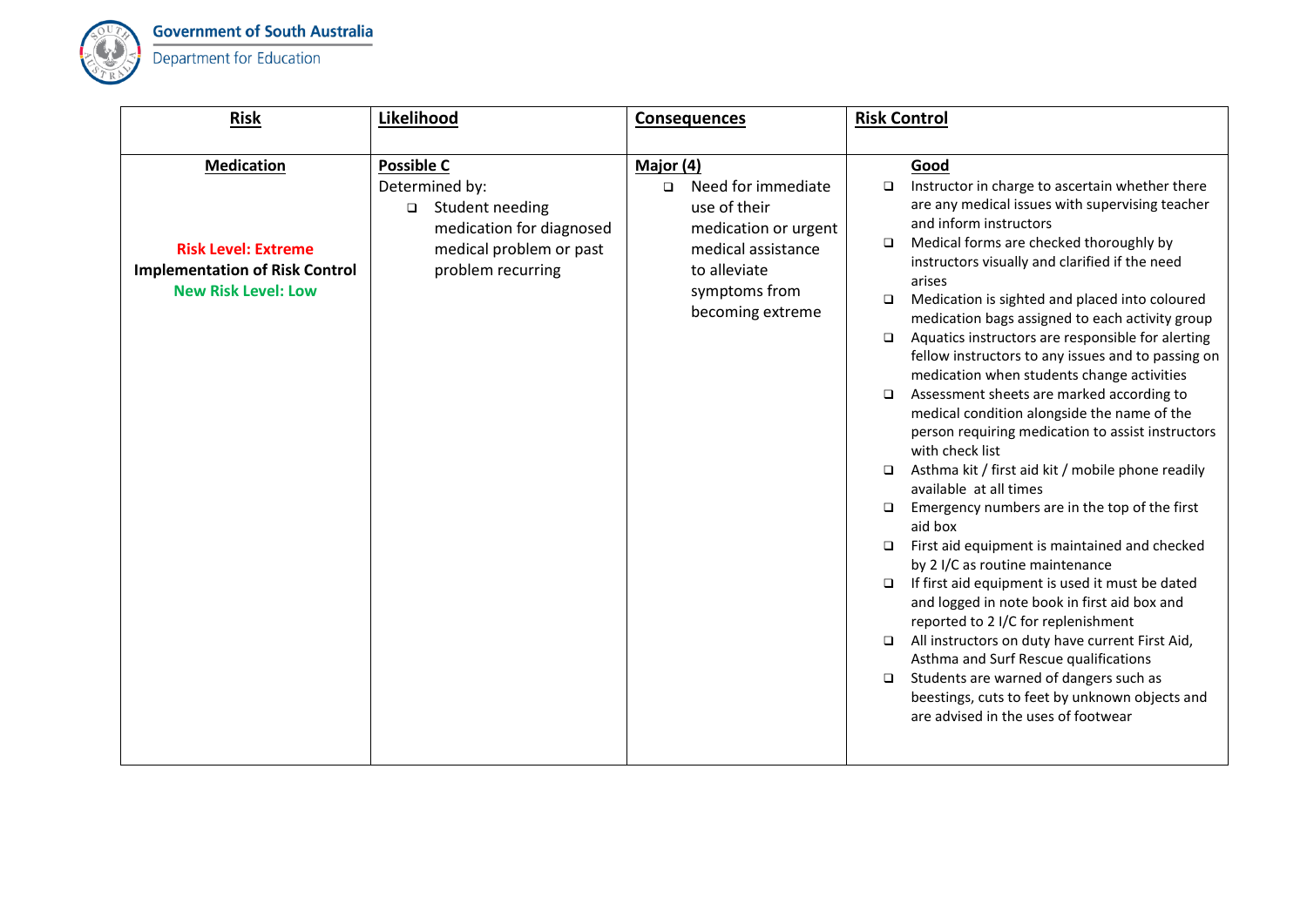| Risk | Likelihood | Consequences | Risk Control |
|---|---|---|---|
| **Medication**<br><br>**Risk Level: Extreme**<br>**Implementation of Risk Control**<br>**New Risk Level: Low** | **Possible C**<br>Determined by:<br>❑ Student needing medication for diagnosed medical problem or past problem recurring | **Major (4)**<br>❑ Need for immediate use of their medication or urgent medical assistance to alleviate symptoms from becoming extreme | **Good**<br>❑ Instructor in charge to ascertain whether there are any medical issues with supervising teacher and inform instructors<br>❑ Medical forms are checked thoroughly by instructors visually and clarified if the need arises<br>❑ Medication is sighted and placed into coloured medication bags assigned to each activity group<br>❑ Aquatics instructors are responsible for alerting fellow instructors to any issues and to passing on medication when students change activities<br>❑ Assessment sheets are marked according to medical condition alongside the name of the person requiring medication to assist instructors with check list<br>❑ Asthma kit / first aid kit / mobile phone readily available at all times<br>❑ Emergency numbers are in the top of the first aid box<br>❑ First aid equipment is maintained and checked by 2 I/C as routine maintenance<br>❑ If first aid equipment is used it must be dated and logged in note book in first aid box and reported to 2 I/C for replenishment<br>❑ All instructors on duty have current First Aid, Asthma and Surf Rescue qualifications<br>❑ Students are warned of dangers such as beestings, cuts to feet by unknown objects and are advised in the uses of footwear |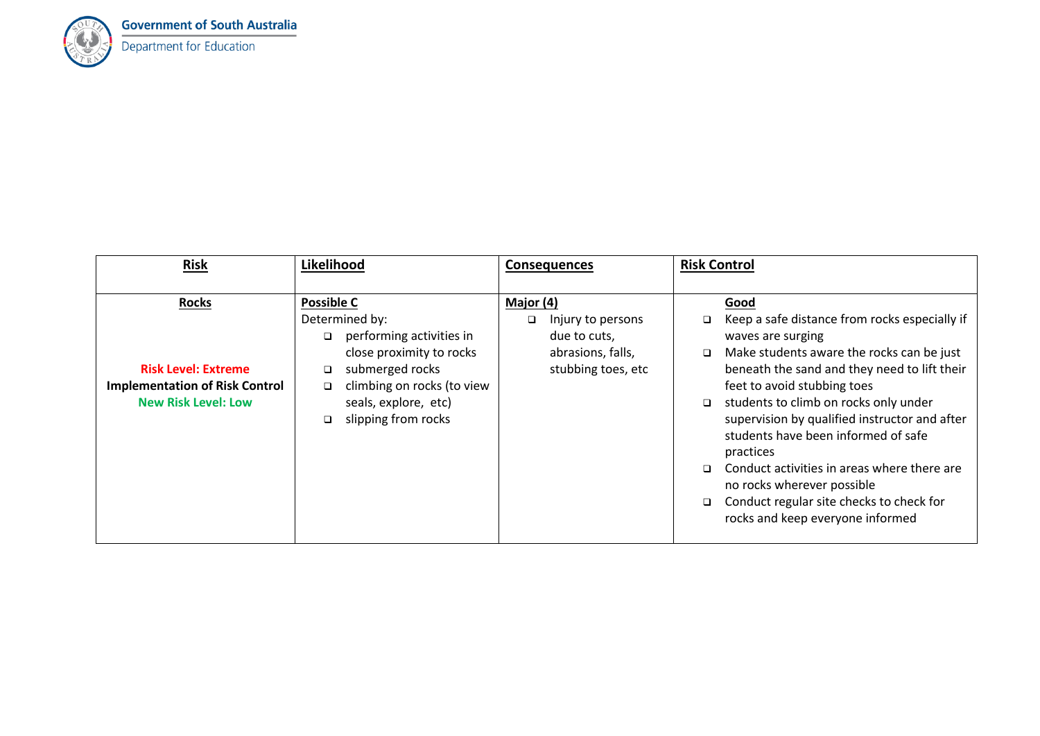| Risk | Likelihood | Consequences | Risk Control |
|---|---|---|---|
| **Rocks**<br><br>**Risk Level: Extreme**<br>**Implementation of Risk Control**<br>**New Risk Level: Low** | **Possible C**<br>Determined by:<br>- performing activities in close proximity to rocks<br>- submerged rocks<br>- climbing on rocks (to view seals, explore, etc)<br>- slipping from rocks | **Major (4)**<br>- Injury to persons due to cuts, abrasions, falls, stubbing toes, etc | **Good**<br>- Keep a safe distance from rocks especially if waves are surging<br>- Make students aware the rocks can be just beneath the sand and they need to lift their feet to avoid stubbing toes<br>- students to climb on rocks only under supervision by qualified instructor and after students have been informed of safe practices<br>- Conduct activities in areas where there are no rocks wherever possible<br>- Conduct regular site checks to check for rocks and keep everyone informed |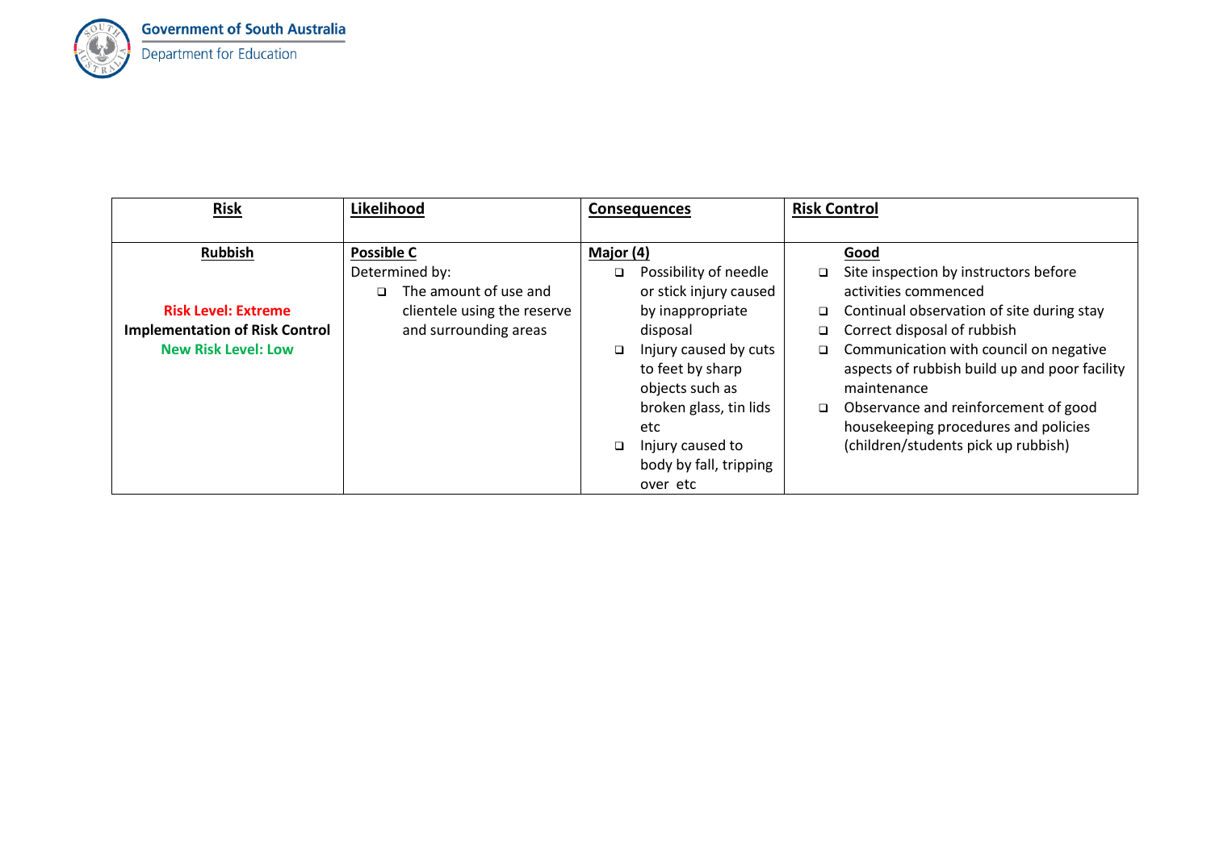| **Risk** | **Likelihood** | **Consequences** | **Risk Control** |
|---|---|---|---|
| **Rubbish**<br><br>**Risk Level: Extreme**<br>**Implementation of Risk Control**<br>**New Risk Level: Low** | **Possible C**<br>Determined by:<br>❑ The amount of use and clientele using the reserve and surrounding areas | **Major (4)**<br>❑ Possibility of needle or stick injury caused by inappropriate disposal<br>❑ Injury caused by cuts to feet by sharp objects such as broken glass, tin lids etc<br>❑ Injury caused to body by fall, tripping over etc | **Good**<br>❑ Site inspection by instructors before activities commenced<br>❑ Continual observation of site during stay<br>❑ Correct disposal of rubbish<br>❑ Communication with council on negative aspects of rubbish build up and poor facility maintenance<br>❑ Observance and reinforcement of good housekeeping procedures and policies (children/students pick up rubbish) |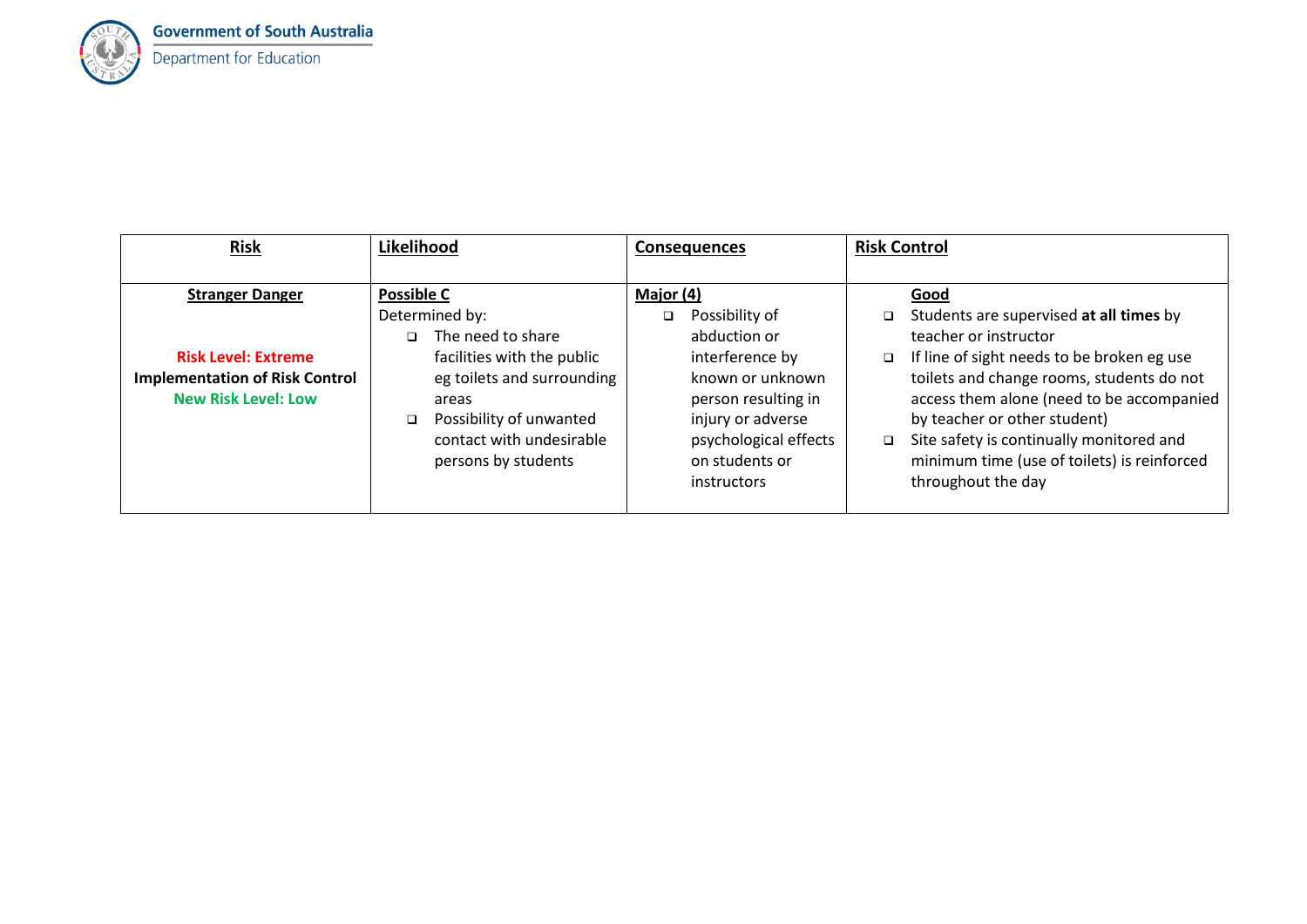| Risk | Likelihood | Consequences | Risk Control |
|---|---|---|---|
| **Stranger Danger**<br><br>**Risk Level: Extreme**<br>**Implementation of Risk Control**<br>**New Risk Level: Low** | **Possible C**<br>Determined by:<br>❑ The need to share facilities with the public eg toilets and surrounding areas<br>❑ Possibility of unwanted contact with undesirable persons by students | **Major (4)**<br>❑ Possibility of abduction or interference by known or unknown person resulting in injury or adverse psychological effects on students or instructors | **Good**<br>❑ Students are supervised **at all times** by teacher or instructor<br>❑ If line of sight needs to be broken eg use toilets and change rooms, students do not access them alone (need to be accompanied by teacher or other student)<br>❑ Site safety is continually monitored and minimum time (use of toilets) is reinforced throughout the day |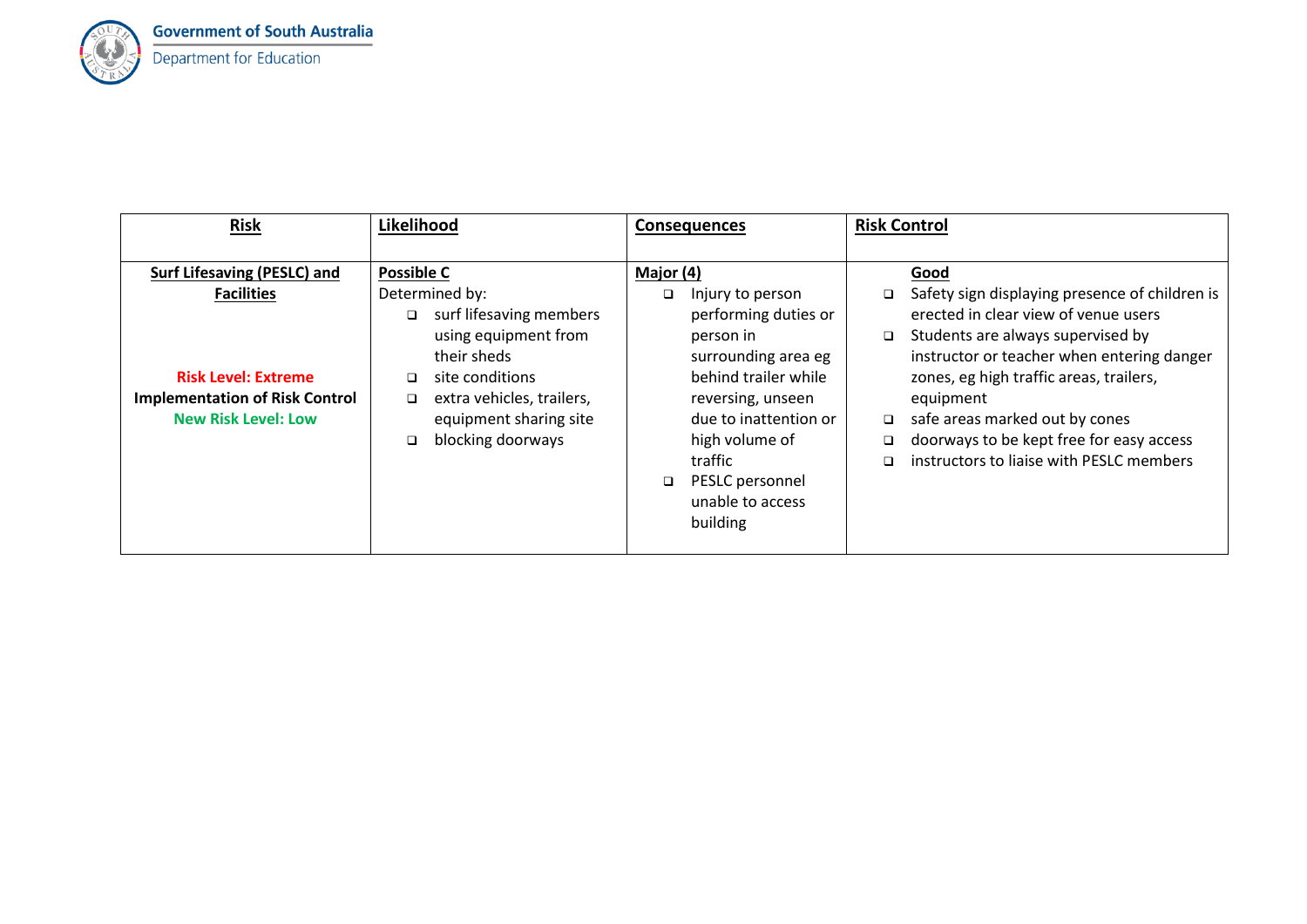| Risk | Likelihood | Consequences | Risk Control |
|---|---|---|---|
| **Surf Lifesaving (PESLC) and Facilities**<br><br>**Risk Level: Extreme**<br>**Implementation of Risk Control**<br>**New Risk Level: Low** | **Possible C**<br>Determined by:<br>❑ surf lifesaving members using equipment from their sheds<br>❑ site conditions<br>❑ extra vehicles, trailers, equipment sharing site<br>❑ blocking doorways | **Major (4)**<br>❑ Injury to person performing duties or person in surrounding area eg behind trailer while reversing, unseen due to inattention or high volume of traffic<br>❑ PESLC personnel unable to access building | **Good**<br>❑ Safety sign displaying presence of children is erected in clear view of venue users<br>❑ Students are always supervised by instructor or teacher when entering danger zones, eg high traffic areas, trailers, equipment<br>❑ safe areas marked out by cones<br>❑ doorways to be kept free for easy access<br>❑ instructors to liaise with PESLC members |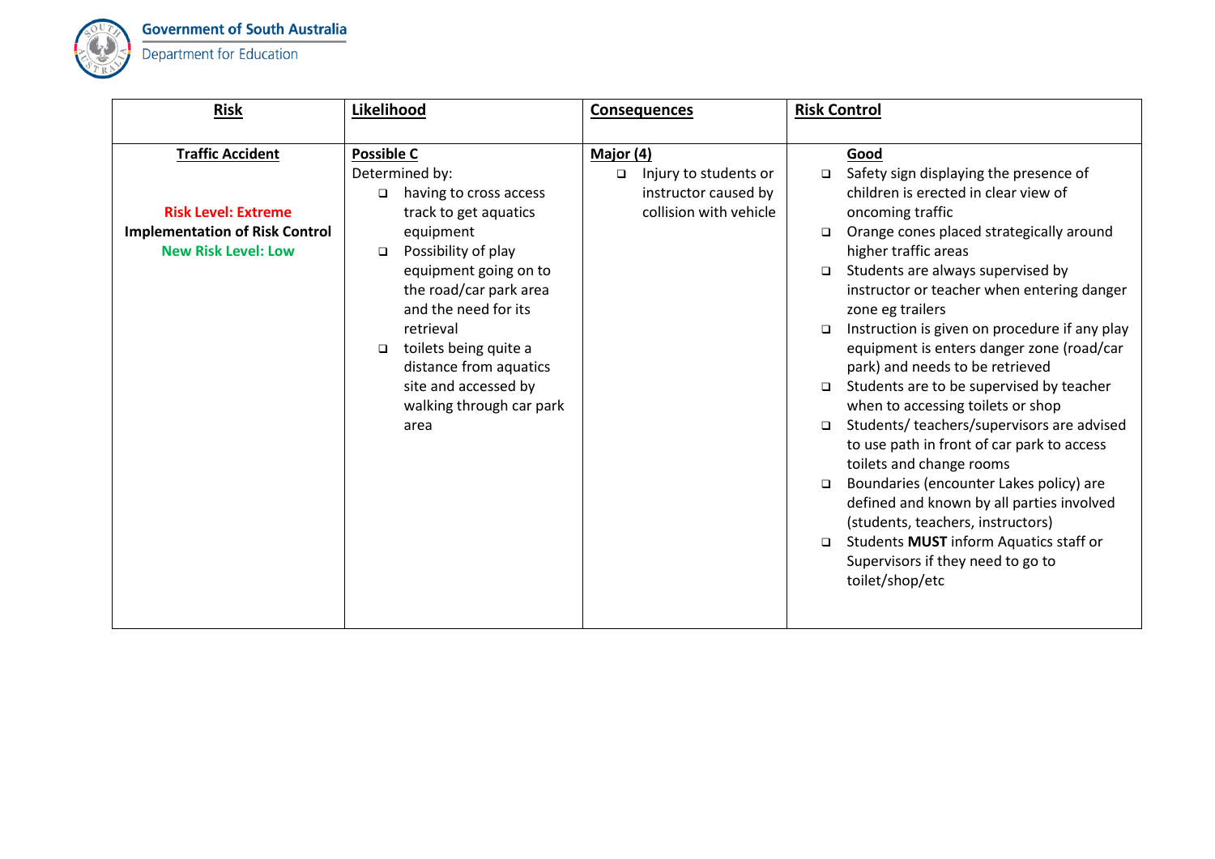| **Risk** | **Likelihood** | **Consequences** | **Risk Control** |
|---|---|---|---|
| **Traffic Accident**<br><br>**Risk Level: Extreme**<br>**Implementation of Risk Control**<br>**New Risk Level: Low** | **Possible C**<br>Determined by:<br>❑ having to cross access track to get aquatics equipment<br>❑ Possibility of play equipment going on to the road/car park area and the need for its retrieval<br>❑ toilets being quite a distance from aquatics site and accessed by walking through car park area | **Major (4)**<br>❑ Injury to students or instructor caused by collision with vehicle | **Good**<br>❑ Safety sign displaying the presence of children is erected in clear view of oncoming traffic<br>❑ Orange cones placed strategically around higher traffic areas<br>❑ Students are always supervised by instructor or teacher when entering danger zone eg trailers<br>❑ Instruction is given on procedure if any play equipment is enters danger zone (road/car park) and needs to be retrieved<br>❑ Students are to be supervised by teacher when to accessing toilets or shop<br>❑ Students/ teachers/supervisors are advised to use path in front of car park to access toilets and change rooms<br>❑ Boundaries (encounter Lakes policy) are defined and known by all parties involved (students, teachers, instructors)<br>❑ Students **MUST** inform Aquatics staff or Supervisors if they need to go to toilet/shop/etc |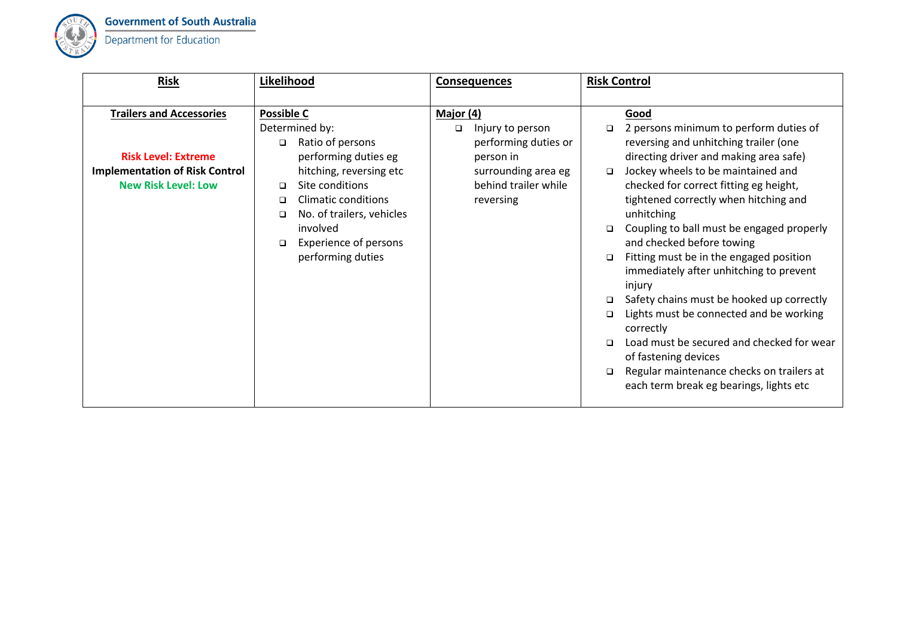| **Risk** | **Likelihood** | **Consequences** | **Risk Control** |
|---|---|---|---|
| **Trailers and Accessories**<br><br>**Risk Level: Extreme**<br>**Implementation of Risk Control**<br>**New Risk Level: Low** | **Possible C**<br>Determined by:<br>❑ Ratio of persons performing duties eg hitching, reversing etc<br>❑ Site conditions<br>❑ Climatic conditions<br>❑ No. of trailers, vehicles involved<br>❑ Experience of persons performing duties | **Major (4)**<br>❑ Injury to person performing duties or person in surrounding area eg behind trailer while reversing | **Good**<br>❑ 2 persons minimum to perform duties of reversing and unhitching trailer (one directing driver and making area safe)<br>❑ Jockey wheels to be maintained and checked for correct fitting eg height, tightened correctly when hitching and unhitching<br>❑ Coupling to ball must be engaged properly and checked before towing<br>❑ Fitting must be in the engaged position immediately after unhitching to prevent injury<br>❑ Safety chains must be hooked up correctly<br>❑ Lights must be connected and be working correctly<br>❑ Load must be secured and checked for wear of fastening devices<br>❑ Regular maintenance checks on trailers at each term break eg bearings, lights etc |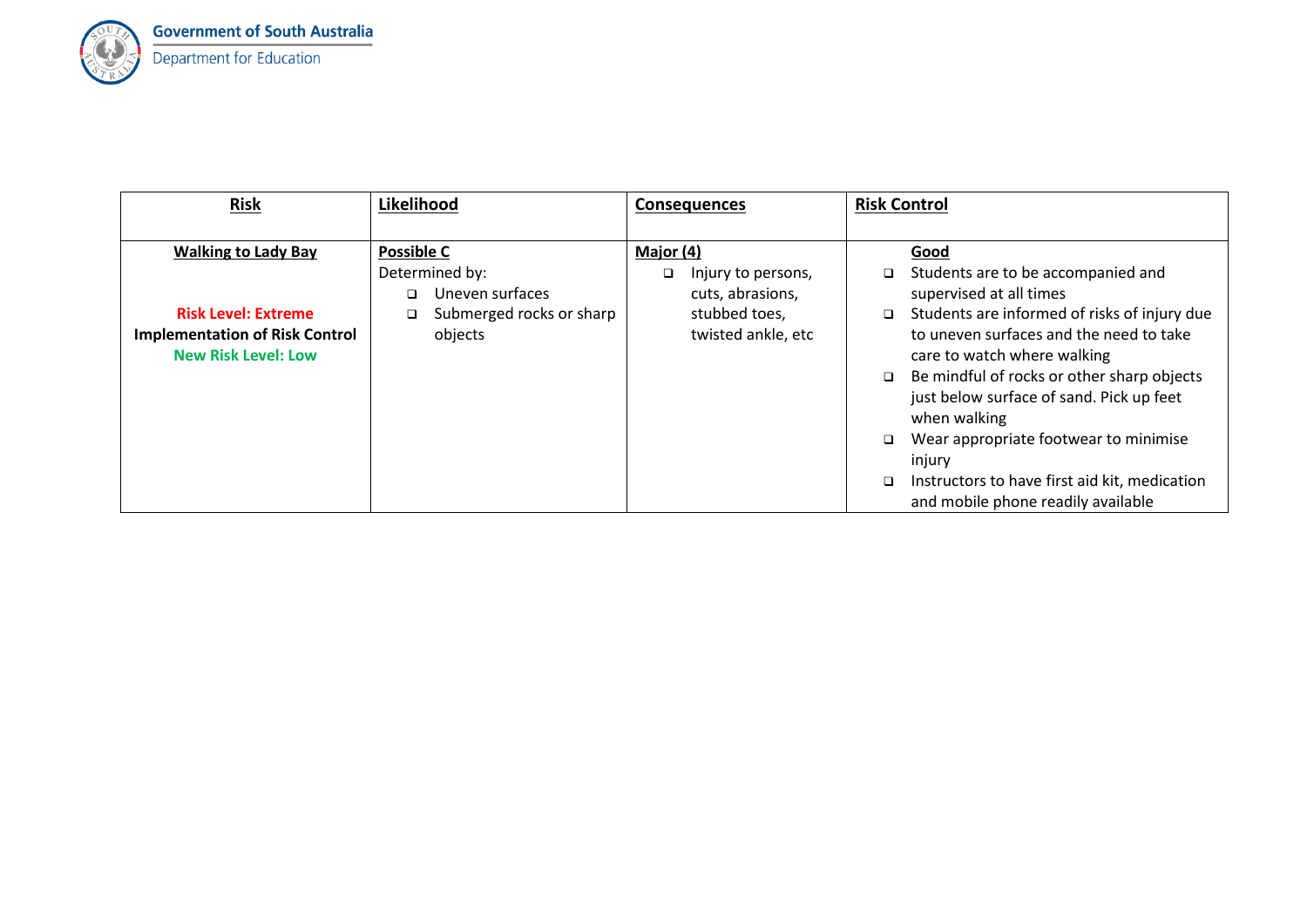| Risk | Likelihood | Consequences | Risk Control |
|---|---|---|---|
| **Walking to Lady Bay**<br><br>**Risk Level: Extreme**<br>**Implementation of Risk Control**<br>**New Risk Level: Low** | **Possible C**<br>Determined by:<br>❑ Uneven surfaces<br>❑ Submerged rocks or sharp objects | **Major (4)**<br>❑ Injury to persons, cuts, abrasions, stubbed toes, twisted ankle, etc | **Good**<br>❑ Students are to be accompanied and supervised at all times<br>❑ Students are informed of risks of injury due to uneven surfaces and the need to take care to watch where walking<br>❑ Be mindful of rocks or other sharp objects just below surface of sand. Pick up feet when walking<br>❑ Wear appropriate footwear to minimise injury<br>❑ Instructors to have first aid kit, medication and mobile phone readily available |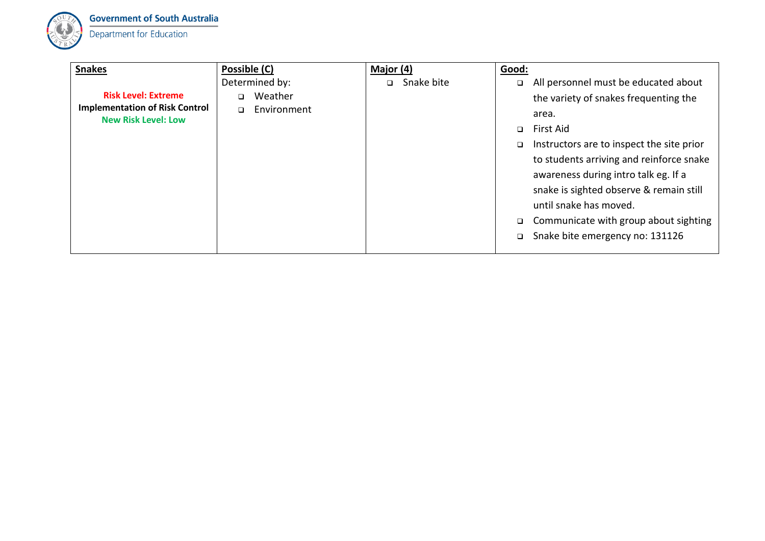| | | | |
|---|---|---|---|
| **Snakes**<br><br>**Risk Level: Extreme**<br>**Implementation of Risk Control**<br>**New Risk Level: Low** | **Possible (C)**<br>Determined by:<br>- Weather<br>- Environment | **Major (4)**<br>- Snake bite | **Good:**<br>- All personnel must be educated about the variety of snakes frequenting the area.<br>- First Aid<br>- Instructors are to inspect the site prior to students arriving and reinforce snake awareness during intro talk eg. If a snake is sighted observe & remain still until snake has moved.<br>- Communicate with group about sighting<br>- Snake bite emergency no: 131126 |